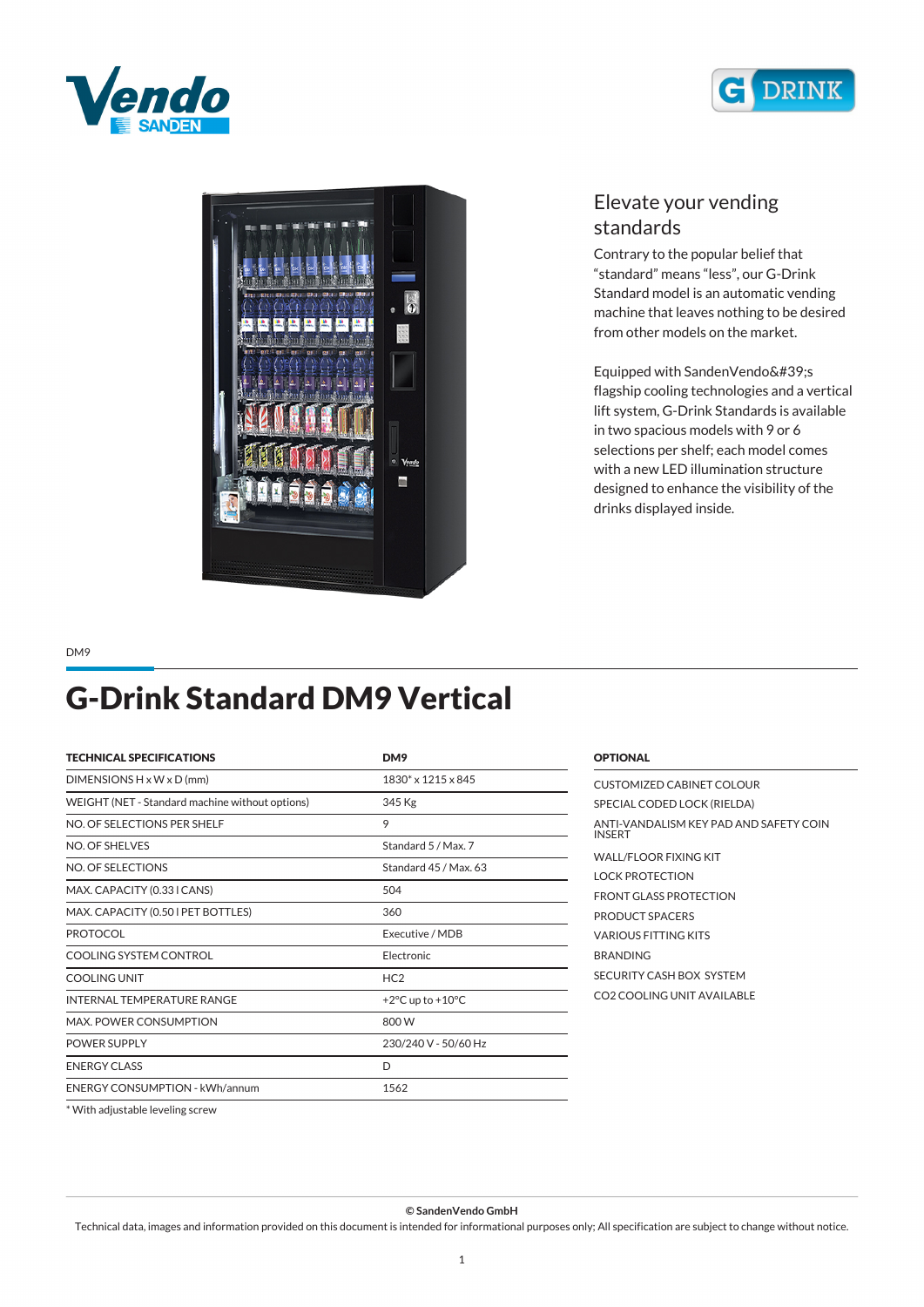## Elevate your vending standards

Contrary to the popular belief that "standard" means "less", our G-Drink Standard model is an automatic vending machine that leaves nothing to be desired from other models on the market.

Equipped with SandenVendo&#39;s flagship cooling technologies and a vertical lift system, G-Drink Standards is available in two spacious models with 9 or 6 selections per shelf; each model comes with a new LED illumination structure designed to enhance the visibility of the drinks displayed inside.

DM9

# G-Drink Standard DM9 Vertical

| TECHNICAL SPECIFICATIONS | DM9 |
|---|---|
| DIMENSIONS H x W x D (mm) | 1830* x 1215 x 845 |
| WEIGHT (NET - Standard machine without options) | 345 Kg |
| NO. OF SELECTIONS PER SHELF | 9 |
| NO. OF SHELVES | Standard 5 / Max. 7 |
| NO. OF SELECTIONS | Standard 45 / Max. 63 |
| MAX. CAPACITY (0.33 l CANS) | 504 |
| MAX. CAPACITY (0.50 l PET BOTTLES) | 360 |
| PROTOCOL | Executive / MDB |
| COOLING SYSTEM CONTROL | Electronic |
| COOLING UNIT | HC2 |
| INTERNAL TEMPERATURE RANGE | +2°C up to +10°C |
| MAX. POWER CONSUMPTION | 800 W |
| POWER SUPPLY | 230/240 V - 50/60 Hz |
| ENERGY CLASS | D |
| ENERGY CONSUMPTION - kWh/annum | 1562 |

\* With adjustable leveling screw

**OPTIONAL**

- CUSTOMIZED CABINET COLOUR
- SPECIAL CODED LOCK (RIELDA)
- ANTI-VANDALISM KEY PAD AND SAFETY COIN INSERT
- WALL/FLOOR FIXING KIT
- LOCK PROTECTION
- FRONT GLASS PROTECTION
- PRODUCT SPACERS
- VARIOUS FITTING KITS
- BRANDING
- SECURITY CASH BOX SYSTEM
- CO2 COOLING UNIT AVAILABLE

**© SandenVendo GmbH**

Technical data, images and information provided on this document is intended for informational purposes only; All specification are subject to change without notice.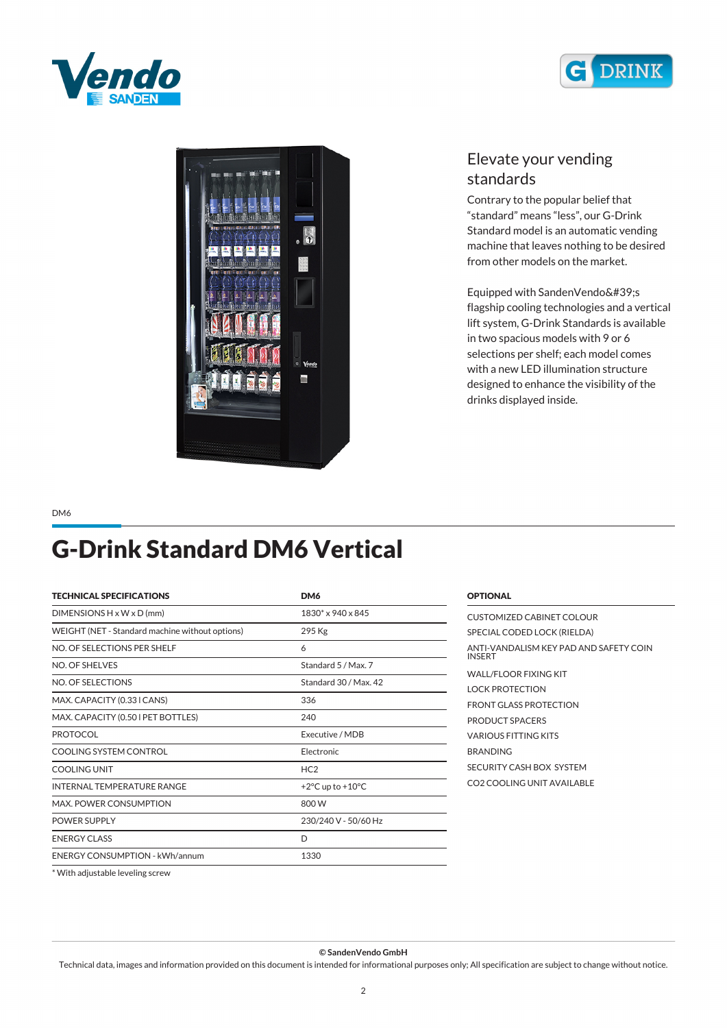## Elevate your vending standards

Contrary to the popular belief that "standard" means "less", our G-Drink Standard model is an automatic vending machine that leaves nothing to be desired from other models on the market.

Equipped with SandenVendo&#39;s flagship cooling technologies and a vertical lift system, G-Drink Standards is available in two spacious models with 9 or 6 selections per shelf; each model comes with a new LED illumination structure designed to enhance the visibility of the drinks displayed inside.

DM6

# G-Drink Standard DM6 Vertical

| TECHNICAL SPECIFICATIONS | DM6 |
|---|---|
| DIMENSIONS H x W x D (mm) | 1830* x 940 x 845 |
| WEIGHT (NET - Standard machine without options) | 295 Kg |
| NO. OF SELECTIONS PER SHELF | 6 |
| NO. OF SHELVES | Standard 5 / Max. 7 |
| NO. OF SELECTIONS | Standard 30 / Max. 42 |
| MAX. CAPACITY (0.33 l CANS) | 336 |
| MAX. CAPACITY (0.50 l PET BOTTLES) | 240 |
| PROTOCOL | Executive / MDB |
| COOLING SYSTEM CONTROL | Electronic |
| COOLING UNIT | HC2 |
| INTERNAL TEMPERATURE RANGE | +2°C up to +10°C |
| MAX. POWER CONSUMPTION | 800 W |
| POWER SUPPLY | 230/240 V - 50/60 Hz |
| ENERGY CLASS | D |
| ENERGY CONSUMPTION - kWh/annum | 1330 |

\* With adjustable leveling screw

**OPTIONAL**

- CUSTOMIZED CABINET COLOUR
- SPECIAL CODED LOCK (RIELDA)
- ANTI-VANDALISM KEY PAD AND SAFETY COIN INSERT
- WALL/FLOOR FIXING KIT
- LOCK PROTECTION
- FRONT GLASS PROTECTION
- PRODUCT SPACERS
- VARIOUS FITTING KITS
- BRANDING
- SECURITY CASH BOX SYSTEM
- CO2 COOLING UNIT AVAILABLE

**© SandenVendo GmbH**

Technical data, images and information provided on this document is intended for informational purposes only; All specification are subject to change without notice.